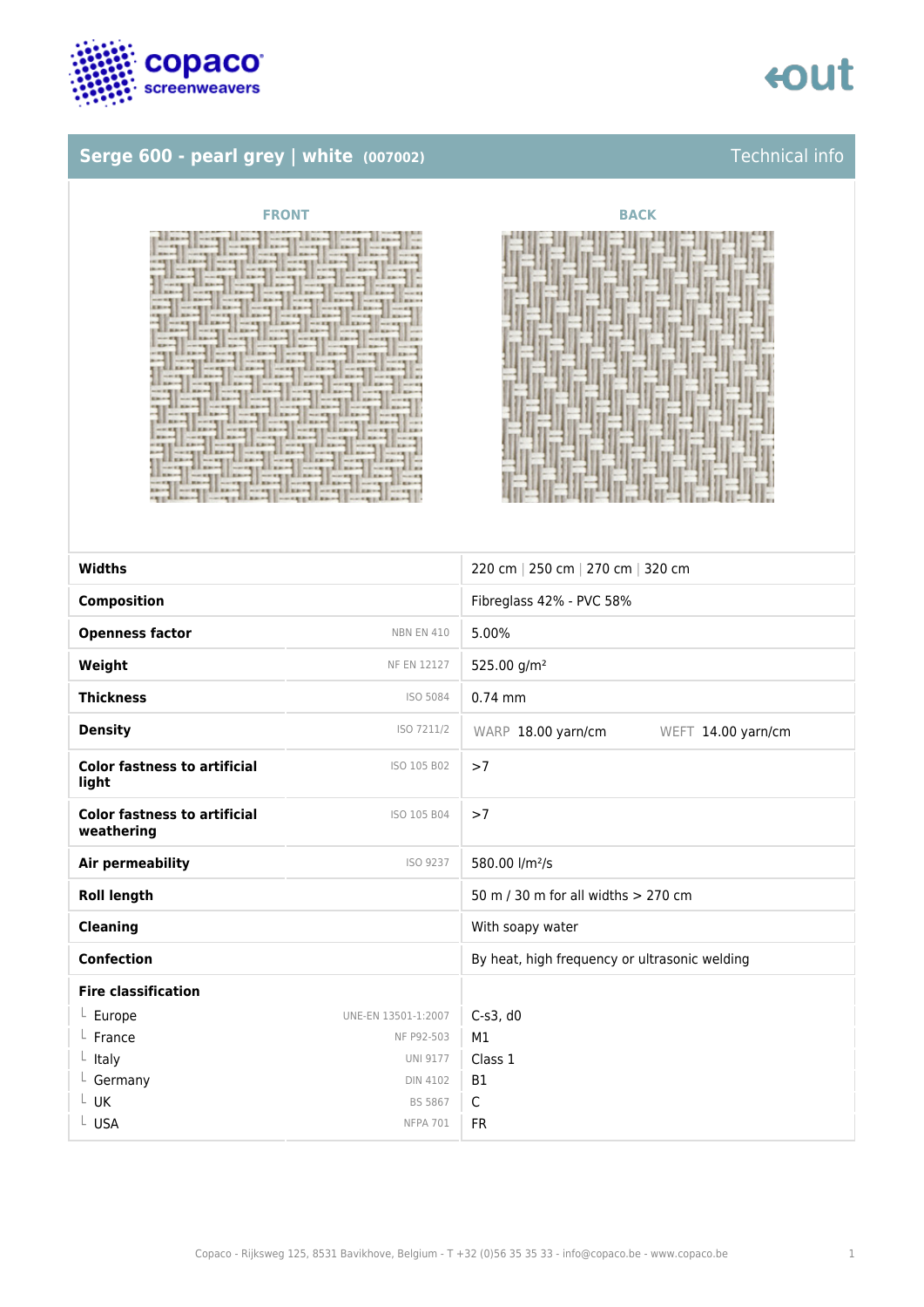## Serge 600 - pearl grey | white (007002)

Technical info

FRONT

BACK

| | | |
|---|---|---|
| **Widths** | | 220 cm \| 250 cm \| 270 cm \| 320 cm |
| **Composition** | | Fibreglass 42% - PVC 58% |
| **Openness factor** | NBN EN 410 | 5.00% |
| **Weight** | NF EN 12127 | 525.00 g/m² |
| **Thickness** | ISO 5084 | 0.74 mm |
| **Density** | ISO 7211/2 | WARP 18.00 yarn/cm WEFT 14.00 yarn/cm |
| **Color fastness to artificial light** | ISO 105 B02 | >7 |
| **Color fastness to artificial weathering** | ISO 105 B04 | >7 |
| **Air permeability** | ISO 9237 | 580.00 l/m²/s |
| **Roll length** | | 50 m / 30 m for all widths > 270 cm |
| **Cleaning** | | With soapy water |
| **Confection** | | By heat, high frequency or ultrasonic welding |
| **Fire classification** | | |
| └ Europe | UNE-EN 13501-1:2007 | C-s3, d0 |
| └ France | NF P92-503 | M1 |
| └ Italy | UNI 9177 | Class 1 |
| └ Germany | DIN 4102 | B1 |
| └ UK | BS 5867 | C |
| └ USA | NFPA 701 | FR |

Copaco - Rijksweg 125, 8531 Bavikhove, Belgium - T +32 (0)56 35 35 33 - info@copaco.be - www.copaco.be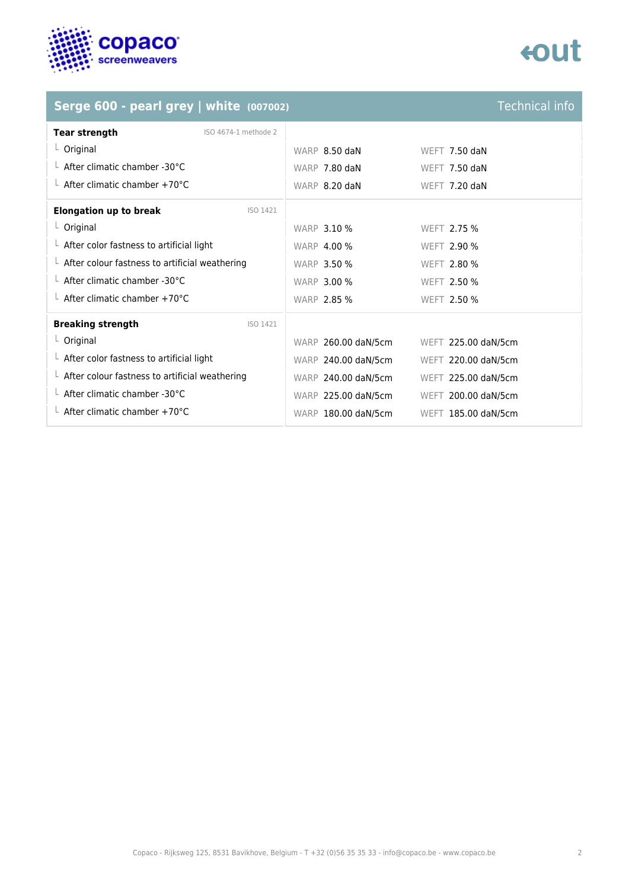## Serge 600 - pearl grey | white (007002)

Technical info

| Tear strength (ISO 4674-1 methode 2) | WARP | WEFT |
|---|---|---|
| Original | 8.50 daN | 7.50 daN |
| After climatic chamber -30°C | 7.80 daN | 7.50 daN |
| After climatic chamber +70°C | 8.20 daN | 7.20 daN |

| Elongation up to break (ISO 1421) | WARP | WEFT |
|---|---|---|
| Original | 3.10 % | 2.75 % |
| After color fastness to artificial light | 4.00 % | 2.90 % |
| After colour fastness to artificial weathering | 3.50 % | 2.80 % |
| After climatic chamber -30°C | 3.00 % | 2.50 % |
| After climatic chamber +70°C | 2.85 % | 2.50 % |

| Breaking strength (ISO 1421) | WARP | WEFT |
|---|---|---|
| Original | 260.00 daN/5cm | 225.00 daN/5cm |
| After color fastness to artificial light | 240.00 daN/5cm | 220.00 daN/5cm |
| After colour fastness to artificial weathering | 240.00 daN/5cm | 225.00 daN/5cm |
| After climatic chamber -30°C | 225.00 daN/5cm | 200.00 daN/5cm |
| After climatic chamber +70°C | 180.00 daN/5cm | 185.00 daN/5cm |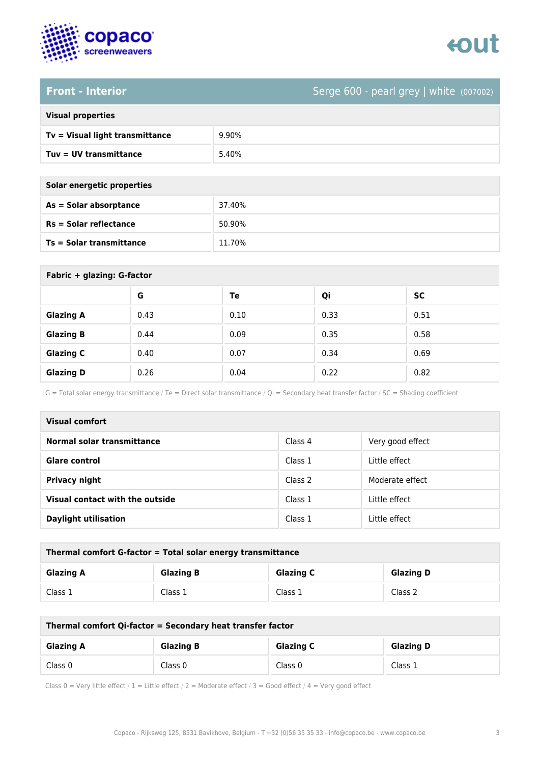## Front - Interior

Serge 600 - pearl grey | white (007002)

| Visual properties | |
|---|---|
| **Tv = Visual light transmittance** | 9.90% |
| **Tuv = UV transmittance** | 5.40% |

| Solar energetic properties | |
|---|---|
| **As = Solar absorptance** | 37.40% |
| **Rs = Solar reflectance** | 50.90% |
| **Ts = Solar transmittance** | 11.70% |

**Fabric + glazing: G-factor**

| | G | Te | Qi | SC |
|---|---|---|---|---|
| **Glazing A** | 0.43 | 0.10 | 0.33 | 0.51 |
| **Glazing B** | 0.44 | 0.09 | 0.35 | 0.58 |
| **Glazing C** | 0.40 | 0.07 | 0.34 | 0.69 |
| **Glazing D** | 0.26 | 0.04 | 0.22 | 0.82 |

G = Total solar energy transmittance / Te = Direct solar transmittance / Qi = Secondary heat transfer factor / SC = Shading coefficient

| Visual comfort | | |
|---|---|---|
| **Normal solar transmittance** | Class 4 | Very good effect |
| **Glare control** | Class 1 | Little effect |
| **Privacy night** | Class 2 | Moderate effect |
| **Visual contact with the outside** | Class 1 | Little effect |
| **Daylight utilisation** | Class 1 | Little effect |

**Thermal comfort G-factor = Total solar energy transmittance**

| Glazing A | Glazing B | Glazing C | Glazing D |
|---|---|---|---|
| Class 1 | Class 1 | Class 1 | Class 2 |

**Thermal comfort Qi-factor = Secondary heat transfer factor**

| Glazing A | Glazing B | Glazing C | Glazing D |
|---|---|---|---|
| Class 0 | Class 0 | Class 0 | Class 1 |

Class 0 = Very little effect / 1 = Little effect / 2 = Moderate effect / 3 = Good effect / 4 = Very good effect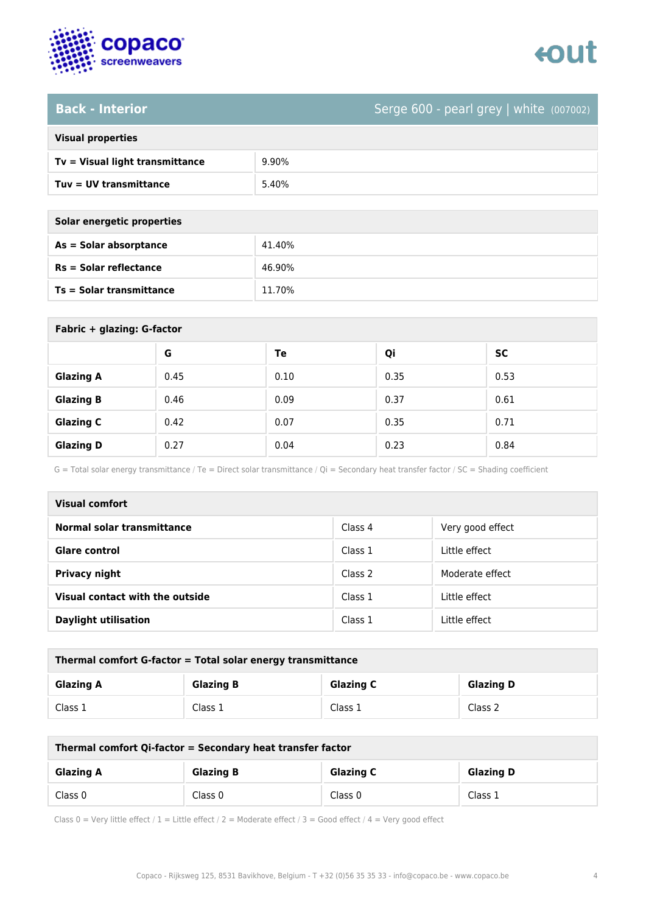## Back - Interior

Serge 600 - pearl grey | white (007002)

| Visual properties | |
|---|---|
| **Tv = Visual light transmittance** | 9.90% |
| **Tuv = UV transmittance** | 5.40% |

| Solar energetic properties | |
|---|---|
| **As = Solar absorptance** | 41.40% |
| **Rs = Solar reflectance** | 46.90% |
| **Ts = Solar transmittance** | 11.70% |

**Fabric + glazing: G-factor**

| | G | Te | Qi | SC |
|---|---|---|---|---|
| **Glazing A** | 0.45 | 0.10 | 0.35 | 0.53 |
| **Glazing B** | 0.46 | 0.09 | 0.37 | 0.61 |
| **Glazing C** | 0.42 | 0.07 | 0.35 | 0.71 |
| **Glazing D** | 0.27 | 0.04 | 0.23 | 0.84 |

G = Total solar energy transmittance / Te = Direct solar transmittance / Qi = Secondary heat transfer factor / SC = Shading coefficient

| Visual comfort | | |
|---|---|---|
| **Normal solar transmittance** | Class 4 | Very good effect |
| **Glare control** | Class 1 | Little effect |
| **Privacy night** | Class 2 | Moderate effect |
| **Visual contact with the outside** | Class 1 | Little effect |
| **Daylight utilisation** | Class 1 | Little effect |

**Thermal comfort G-factor = Total solar energy transmittance**

| Glazing A | Glazing B | Glazing C | Glazing D |
|---|---|---|---|
| Class 1 | Class 1 | Class 1 | Class 2 |

**Thermal comfort Qi-factor = Secondary heat transfer factor**

| Glazing A | Glazing B | Glazing C | Glazing D |
|---|---|---|---|
| Class 0 | Class 0 | Class 0 | Class 1 |

Class 0 = Very little effect / 1 = Little effect / 2 = Moderate effect / 3 = Good effect / 4 = Very good effect

Copaco - Rijksweg 125, 8531 Bavikhove, Belgium - T +32 (0)56 35 35 33 - info@copaco.be - www.copaco.be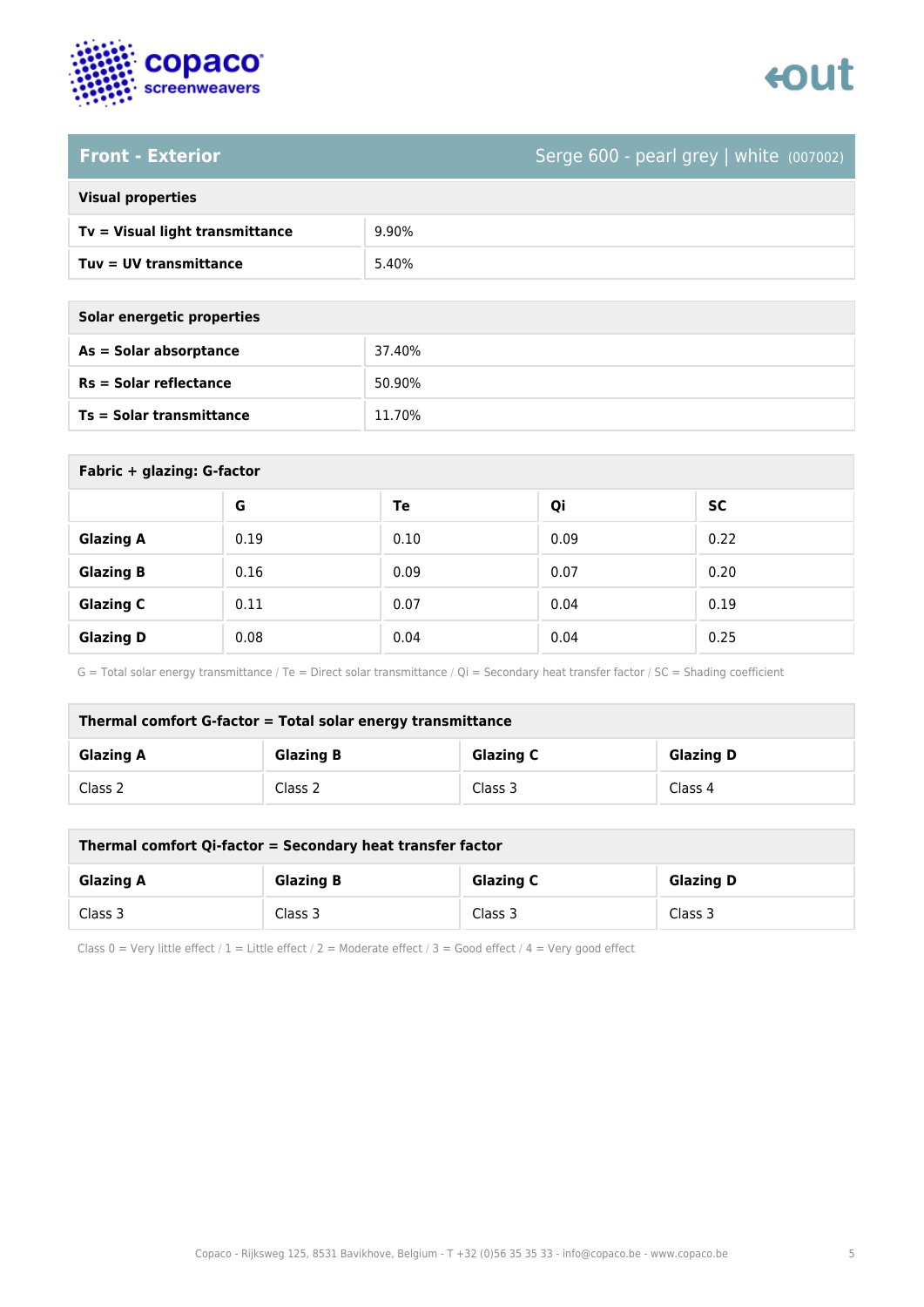## Front - Exterior

Serge 600 - pearl grey | white (007002)

| Visual properties | |
| --- | --- |
| **Tv = Visual light transmittance** | 9.90% |
| **Tuv = UV transmittance** | 5.40% |

| Solar energetic properties | |
| --- | --- |
| **As = Solar absorptance** | 37.40% |
| **Rs = Solar reflectance** | 50.90% |
| **Ts = Solar transmittance** | 11.70% |

**Fabric + glazing: G-factor**

| | G | Te | Qi | SC |
| --- | --- | --- | --- | --- |
| **Glazing A** | 0.19 | 0.10 | 0.09 | 0.22 |
| **Glazing B** | 0.16 | 0.09 | 0.07 | 0.20 |
| **Glazing C** | 0.11 | 0.07 | 0.04 | 0.19 |
| **Glazing D** | 0.08 | 0.04 | 0.04 | 0.25 |

G = Total solar energy transmittance / Te = Direct solar transmittance / Qi = Secondary heat transfer factor / SC = Shading coefficient

**Thermal comfort G-factor = Total solar energy transmittance**

| Glazing A | Glazing B | Glazing C | Glazing D |
| --- | --- | --- | --- |
| Class 2 | Class 2 | Class 3 | Class 4 |

**Thermal comfort Qi-factor = Secondary heat transfer factor**

| Glazing A | Glazing B | Glazing C | Glazing D |
| --- | --- | --- | --- |
| Class 3 | Class 3 | Class 3 | Class 3 |

Class 0 = Very little effect / 1 = Little effect / 2 = Moderate effect / 3 = Good effect / 4 = Very good effect

Copaco - Rijksweg 125, 8531 Bavikhove, Belgium - T +32 (0)56 35 35 33 - info@copaco.be - www.copaco.be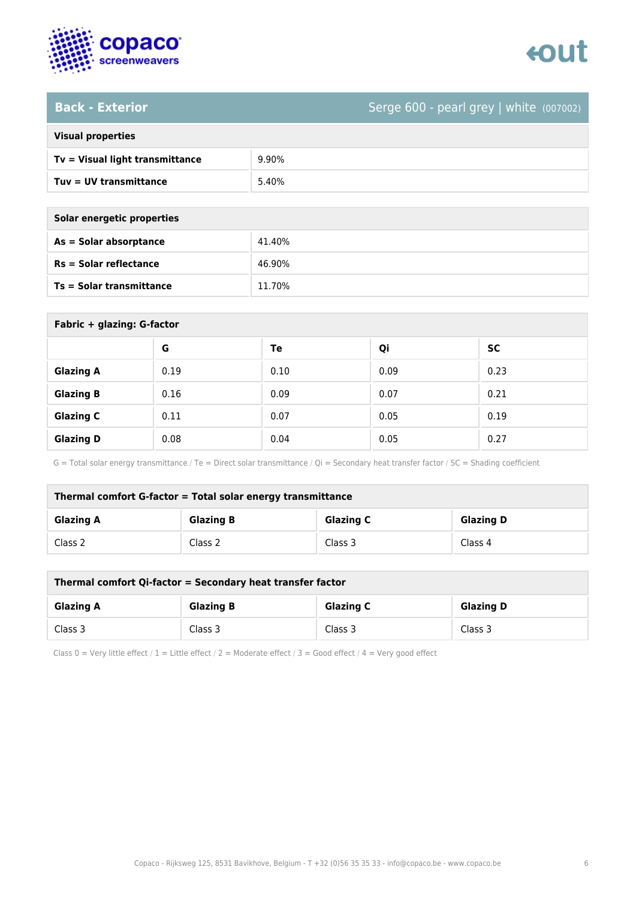## Back - Exterior

Serge 600 - pearl grey | white (007002)

| Visual properties | |
|---|---|
| **Tv = Visual light transmittance** | 9.90% |
| **Tuv = UV transmittance** | 5.40% |

| Solar energetic properties | |
|---|---|
| **As = Solar absorptance** | 41.40% |
| **Rs = Solar reflectance** | 46.90% |
| **Ts = Solar transmittance** | 11.70% |

**Fabric + glazing: G-factor**

| | G | Te | Qi | SC |
|---|---|---|---|---|
| **Glazing A** | 0.19 | 0.10 | 0.09 | 0.23 |
| **Glazing B** | 0.16 | 0.09 | 0.07 | 0.21 |
| **Glazing C** | 0.11 | 0.07 | 0.05 | 0.19 |
| **Glazing D** | 0.08 | 0.04 | 0.05 | 0.27 |

G = Total solar energy transmittance / Te = Direct solar transmittance / Qi = Secondary heat transfer factor / SC = Shading coefficient

**Thermal comfort G-factor = Total solar energy transmittance**

| Glazing A | Glazing B | Glazing C | Glazing D |
|---|---|---|---|
| Class 2 | Class 2 | Class 3 | Class 4 |

**Thermal comfort Qi-factor = Secondary heat transfer factor**

| Glazing A | Glazing B | Glazing C | Glazing D |
|---|---|---|---|
| Class 3 | Class 3 | Class 3 | Class 3 |

Class 0 = Very little effect / 1 = Little effect / 2 = Moderate effect / 3 = Good effect / 4 = Very good effect

Copaco - Rijksweg 125, 8531 Bavikhove, Belgium - T +32 (0)56 35 35 33 - info@copaco.be - www.copaco.be